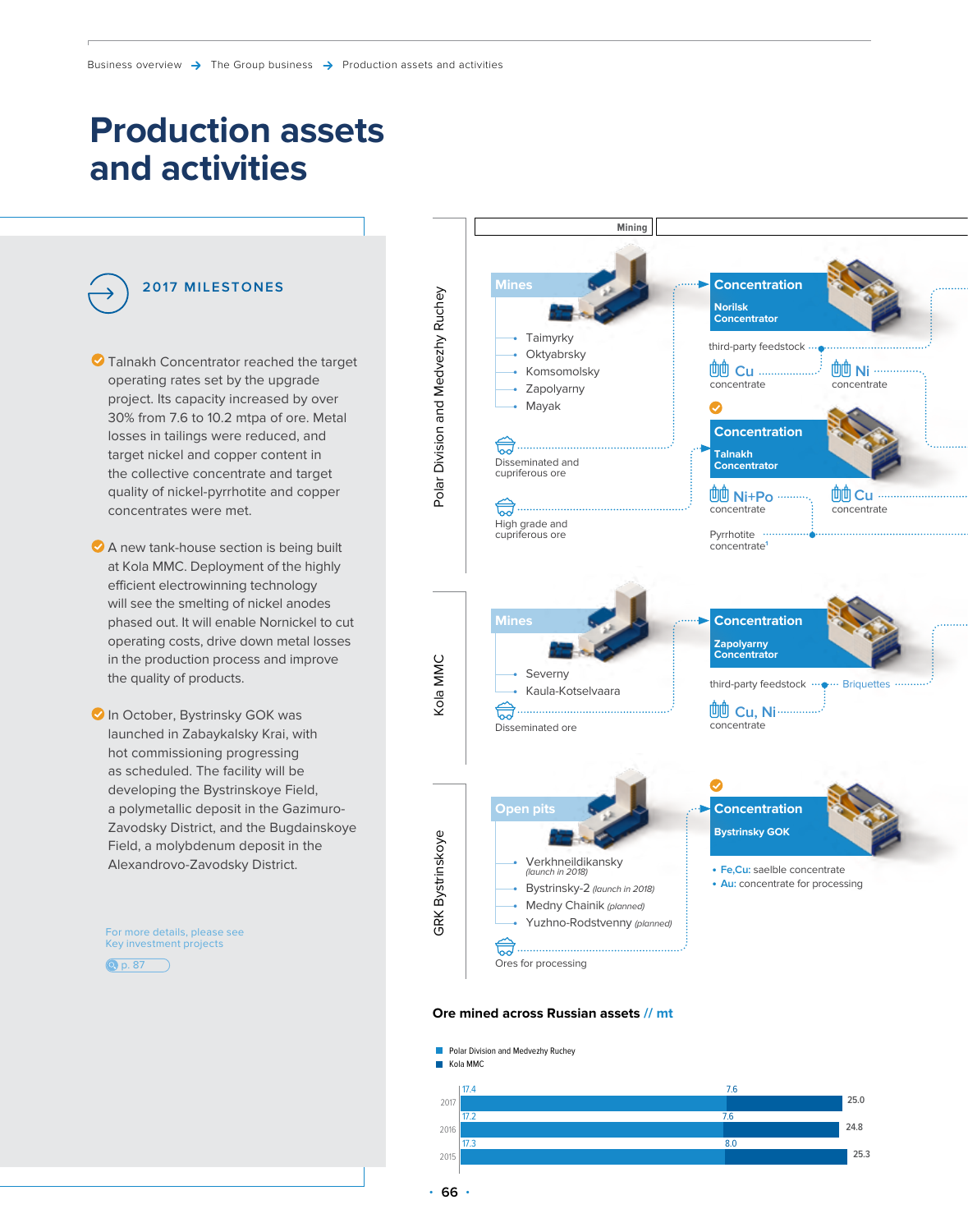# Production assets and activities

## 2017 MILESTONES

- Talnakh Concentrator reached the target operating rates set by the upgrade project. Its capacity increased by over 30% from 7.6 to 10.2 mtpa of ore. Metal losses in tailings were reduced, and target nickel and copper content in the collective concentrate and target quality of nickel-pyrrhotite and copper concentrates were met.
- A new tank-house section is being built at Kola MMC. Deployment of the highly efficient electrowinning technology will see the smelting of nickel anodes phased out. It will enable Nornickel to cut operating costs, drive down metal losses in the production process and improve the quality of products.
- In October, Bystrinsky GOK was launched in Zabaykalsky Krai, with hot commissioning progressing as scheduled. The facility will be developing the Bystrinskoye Field, a polymetallic deposit in the Gazimuro-Zavodsky District, and the Bugdainskoye Field, a molybdenum deposit in the Alexandrovo-Zavodsky District.

For more details, please see Key investment projects p. 87

**Mining**

### Polar Division and Medvezhy Ruchey

**Mines**
- Taimyrky
- Oktyabrsky
- Komsomolsky
- Zapolyarny
- Mayak

Disseminated and cupriferous ore

High grade and cupriferous ore

**Concentration** — Norilsk Concentrator

third-party feedstock

Cu concentrate

Ni concentrate

**Concentration** — Talnakh Concentrator

Ni+Po concentrate

Cu concentrate

Pyrrhotite concentrate[1]

### Kola MMC

**Mines**
- Severny
- Kaula-Kotselvaara

Disseminated ore

**Concentration** — Zapolyarny Concentrator

third-party feedstock

Briquettes

Cu, Ni concentrate

### GRK Bystrinskoye

**Open pits**
- Verkhneildikansky *(launch in 2018)*
- Bystrinsky-2 *(launch in 2018)*
- Medny Chainik *(planned)*
- Yuzhno-Rodstvenny *(planned)*

Ores for processing

**Concentration** — Bystrinsky GOK

- Fe,Cu: saelble concentrate
- Au: concentrate for processing

**Ore mined across Russian assets // mt**

| Year | Polar Division and Medvezhy Ruchey | Kola MMC | Total |
|---|---|---|---|
| 2017 | 17.4 | 7.6 | 25.0 |
| 2016 | 17.2 | 7.6 | 24.8 |
| 2015 | 17.3 | 8.0 | 25.3 |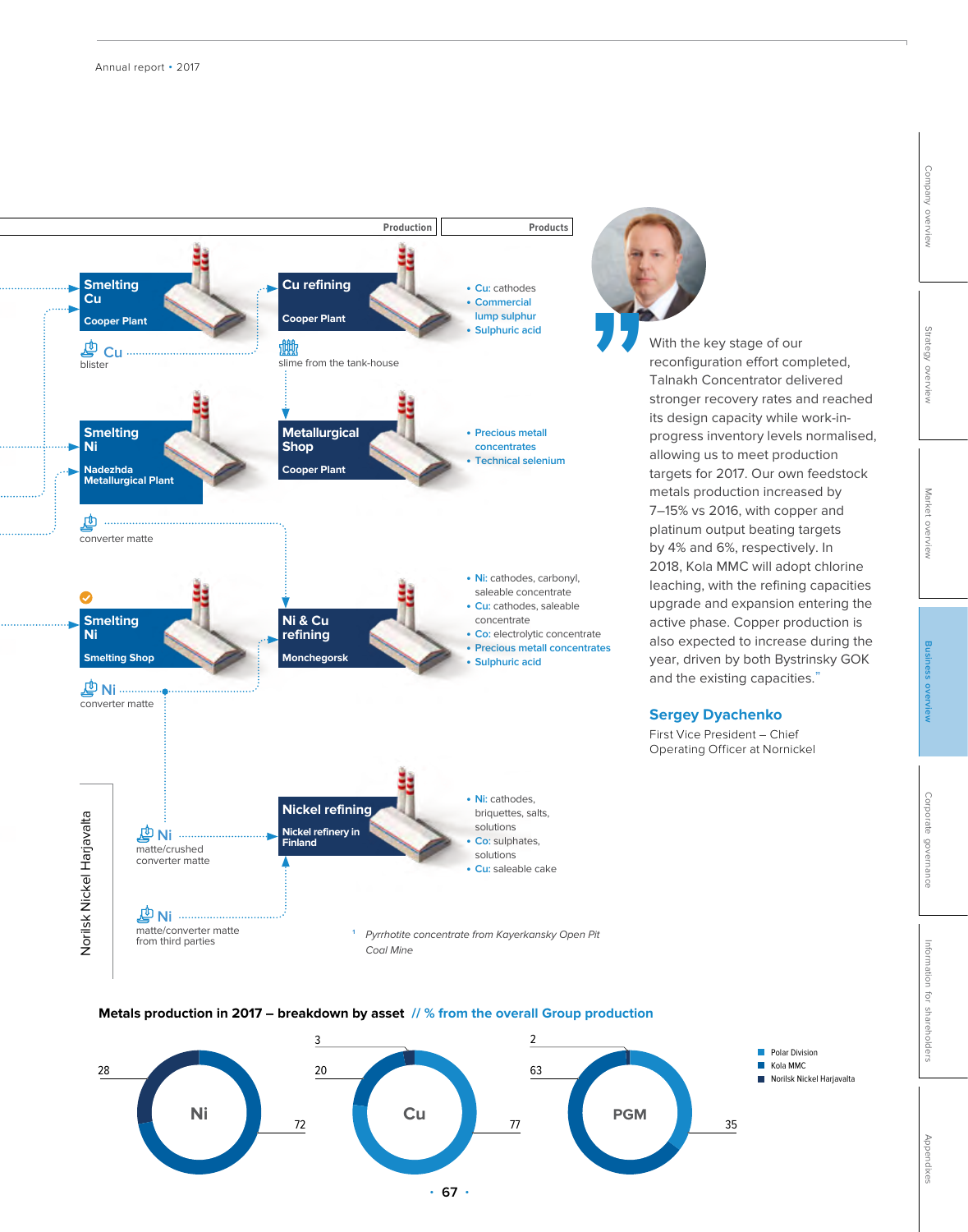| Production | Products |
|---|---|
| **Smelting Cu** – Cooper Plant → Cu blister → **Cu refining** – Cooper Plant | • Cu: cathodes • Commercial lump sulphur • Sulphuric acid |
| slime from the tank-house → **Metallurgical Shop** – Cooper Plant | • Precious metall concentrates • Technical selenium |
| **Smelting Ni** – Nadezhda Metallurgical Plant → converter matte | |
| **Smelting Ni** – Smelting Shop → Ni converter matte → **Ni & Cu refining** – Monchegorsk | • Ni: cathodes, carbonyl, saleable concentrate • Cu: cathodes, saleable concentrate • Co: electrolytic concentrate • Precious metall concentrates • Sulphuric acid |
| Norilsk Nickel Harjavalta: Ni matte/crushed converter matte; Ni matte/converter matte from third parties → **Nickel refining** – Nickel refinery in Finland | • Ni: cathodes, briquettes, salts, solutions • Co: sulphates, solutions • Cu: saleable cake |

[1] *Pyrrhotite concentrate from Kayerkansky Open Pit Coal Mine*

With the key stage of our reconfiguration effort completed, Talnakh Concentrator delivered stronger recovery rates and reached its design capacity while work-in-progress inventory levels normalised, allowing us to meet production targets for 2017. Our own feedstock metals production increased by 7–15% vs 2016, with copper and platinum output beating targets by 4% and 6%, respectively. In 2018, Kola MMC will adopt chlorine leaching, with the refining capacities upgrade and expansion entering the active phase. Copper production is also expected to increase during the year, driven by both Bystrinsky GOK and the existing capacities."

**Sergey Dyachenko**
First Vice President – Chief Operating Officer at Nornickel

**Metals production in 2017 – breakdown by asset** // % from the overall Group production

| Metal | Polar Division | Kola MMC | Norilsk Nickel Harjavalta |
|---|---|---|---|
| Ni | 72 | 28 | |
| Cu | 77 | 20 | 3 |
| PGM | 35 | 63 | 2 |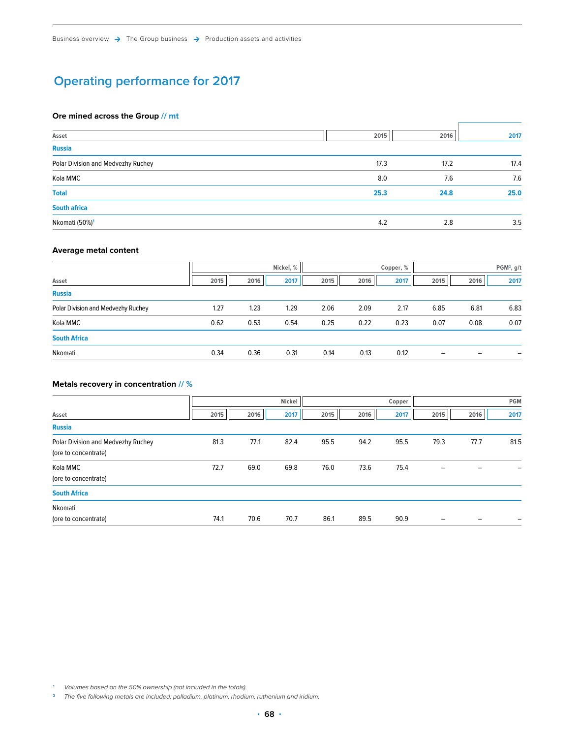# Operating performance for 2017

### Ore mined across the Group // mt

| Asset | 2015 | 2016 | 2017 |
|---|---|---|---|
| **Russia** | | | |
| Polar Division and Medvezhy Ruchey | 17.3 | 17.2 | 17.4 |
| Kola MMC | 8.0 | 7.6 | 7.6 |
| **Total** | **25.3** | **24.8** | **25.0** |
| **South africa** | | | |
| Nkomati (50%)[1] | 4.2 | 2.8 | 3.5 |

### Average metal content

| | Nickel, % | | | Copper, % | | | PGM[2], g/t | | |
|---|---|---|---|---|---|---|---|---|---|
| Asset | 2015 | 2016 | 2017 | 2015 | 2016 | 2017 | 2015 | 2016 | 2017 |
| **Russia** | | | | | | | | | |
| Polar Division and Medvezhy Ruchey | 1.27 | 1.23 | 1.29 | 2.06 | 2.09 | 2.17 | 6.85 | 6.81 | 6.83 |
| Kola MMC | 0.62 | 0.53 | 0.54 | 0.25 | 0.22 | 0.23 | 0.07 | 0.08 | 0.07 |
| **South Africa** | | | | | | | | | |
| Nkomati | 0.34 | 0.36 | 0.31 | 0.14 | 0.13 | 0.12 | – | – | – |

### Metals recovery in concentration // %

| | Nickel | | | Copper | | | PGM | | |
|---|---|---|---|---|---|---|---|---|---|
| Asset | 2015 | 2016 | 2017 | 2015 | 2016 | 2017 | 2015 | 2016 | 2017 |
| **Russia** | | | | | | | | | |
| Polar Division and Medvezhy Ruchey (ore to concentrate) | 81.3 | 77.1 | 82.4 | 95.5 | 94.2 | 95.5 | 79.3 | 77.7 | 81.5 |
| Kola MMC (ore to concentrate) | 72.7 | 69.0 | 69.8 | 76.0 | 73.6 | 75.4 | – | – | – |
| **South Africa** | | | | | | | | | |
| Nkomati (ore to concentrate) | 74.1 | 70.6 | 70.7 | 86.1 | 89.5 | 90.9 | – | – | – |

[1] *Volumes based on the 50% ownership (not included in the totals).*

[2] *The five following metals are included: palladium, platinum, rhodium, ruthenium and iridium.*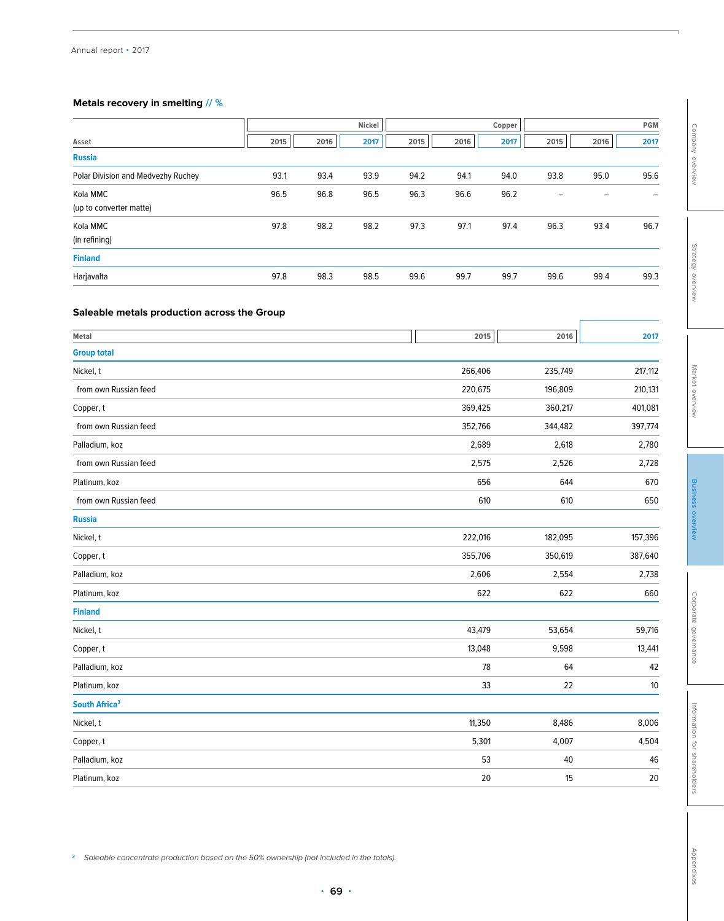### Metals recovery in smelting // %

| Asset | Nickel | | | Copper | | | PGM | | |
|---|---|---|---|---|---|---|---|---|---|
| | 2015 | 2016 | 2017 | 2015 | 2016 | 2017 | 2015 | 2016 | 2017 |
| **Russia** | | | | | | | | | |
| Polar Division and Medvezhy Ruchey | 93.1 | 93.4 | 93.9 | 94.2 | 94.1 | 94.0 | 93.8 | 95.0 | 95.6 |
| Kola MMC (up to converter matte) | 96.5 | 96.8 | 96.5 | 96.3 | 96.6 | 96.2 | – | – | – |
| Kola MMC (in refining) | 97.8 | 98.2 | 98.2 | 97.3 | 97.1 | 97.4 | 96.3 | 93.4 | 96.7 |
| **Finland** | | | | | | | | | |
| Harjavalta | 97.8 | 98.3 | 98.5 | 99.6 | 99.7 | 99.7 | 99.6 | 99.4 | 99.3 |

### Saleable metals production across the Group

| Metal | 2015 | 2016 | 2017 |
|---|---|---|---|
| **Group total** | | | |
| Nickel, t | 266,406 | 235,749 | 217,112 |
| from own Russian feed | 220,675 | 196,809 | 210,131 |
| Copper, t | 369,425 | 360,217 | 401,081 |
| from own Russian feed | 352,766 | 344,482 | 397,774 |
| Palladium, koz | 2,689 | 2,618 | 2,780 |
| from own Russian feed | 2,575 | 2,526 | 2,728 |
| Platinum, koz | 656 | 644 | 670 |
| from own Russian feed | 610 | 610 | 650 |
| **Russia** | | | |
| Nickel, t | 222,016 | 182,095 | 157,396 |
| Copper, t | 355,706 | 350,619 | 387,640 |
| Palladium, koz | 2,606 | 2,554 | 2,738 |
| Platinum, koz | 622 | 622 | 660 |
| **Finland** | | | |
| Nickel, t | 43,479 | 53,654 | 59,716 |
| Copper, t | 13,048 | 9,598 | 13,441 |
| Palladium, koz | 78 | 64 | 42 |
| Platinum, koz | 33 | 22 | 10 |
| **South Africa**[3] | | | |
| Nickel, t | 11,350 | 8,486 | 8,006 |
| Copper, t | 5,301 | 4,007 | 4,504 |
| Palladium, koz | 53 | 40 | 46 |
| Platinum, koz | 20 | 15 | 20 |

[3] *Saleable concentrate production based on the 50% ownership (not included in the totals).*